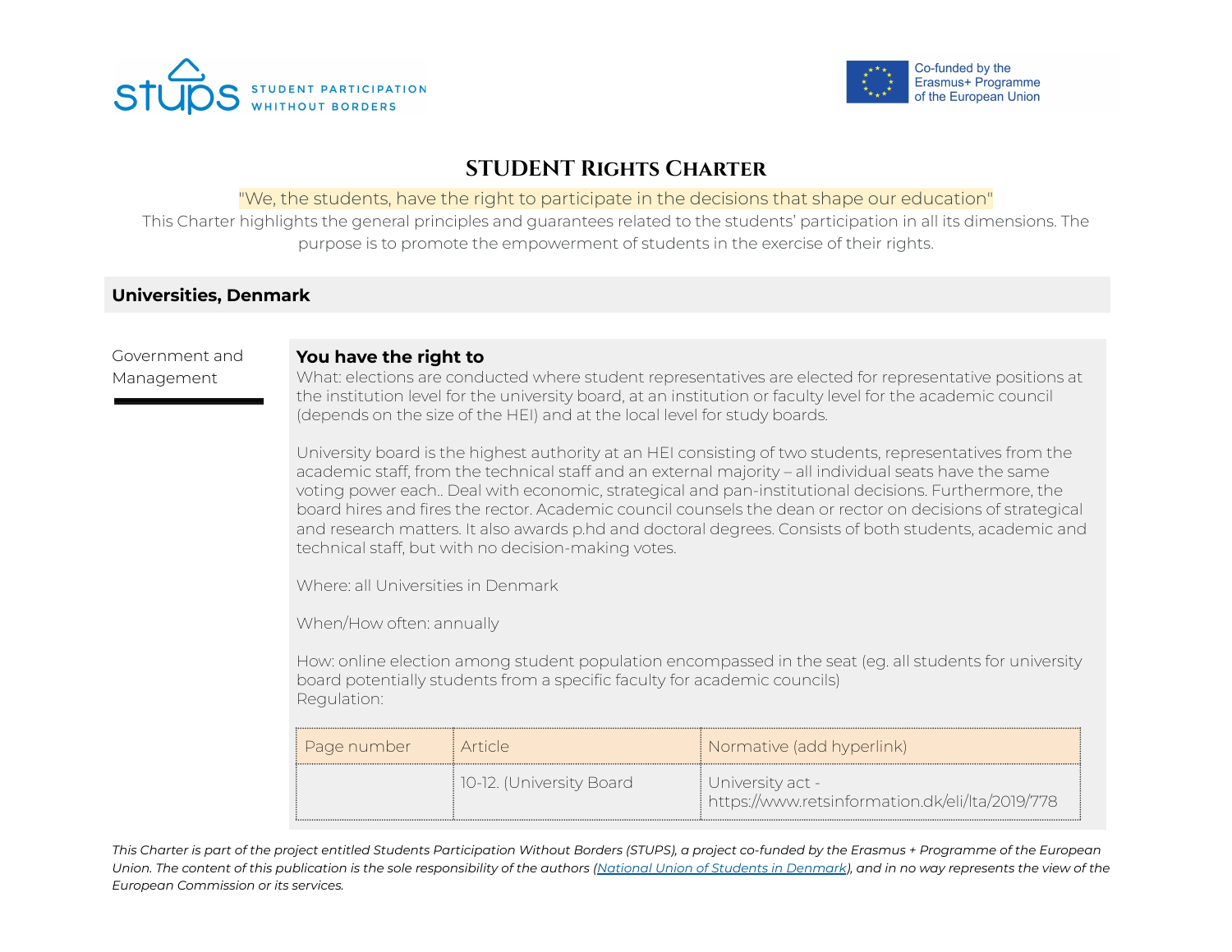STUPS — STUDENT PARTICIPATION WHITHOUT BORDERS

Co-funded by the Erasmus+ Programme of the European Union

# STUDENT RIGHTS CHARTER

"We, the students, have the right to participate in the decisions that shape our education"

This Charter highlights the general principles and guarantees related to the students' participation in all its dimensions. The purpose is to promote the empowerment of students in the exercise of their rights.

## Universities, Denmark

### Government and Management

**You have the right to**

What: elections are conducted where student representatives are elected for representative positions at the institution level for the university board, at an institution or faculty level for the academic council (depends on the size of the HEI) and at the local level for study boards.

University board is the highest authority at an HEI consisting of two students, representatives from the academic staff, from the technical staff and an external majority – all individual seats have the same voting power each.. Deal with economic, strategical and pan-institutional decisions. Furthermore, the board hires and fires the rector. Academic council counsels the dean or rector on decisions of strategical and research matters. It also awards p.hd and doctoral degrees. Consists of both students, academic and technical staff, but with no decision-making votes.

Where: all Universities in Denmark

When/How often: annually

How: online election among student population encompassed in the seat (eg. all students for university board potentially students from a specific faculty for academic councils)
Regulation:

| Page number | Article | Normative (add hyperlink) |
| --- | --- | --- |
| | 10-12. (University Board | University act - https://www.retsinformation.dk/eli/lta/2019/778 |

*This Charter is part of the project entitled Students Participation Without Borders (STUPS), a project co-funded by the Erasmus + Programme of the European Union. The content of this publication is the sole responsibility of the authors (National Union of Students in Denmark), and in no way represents the view of the European Commission or its services.*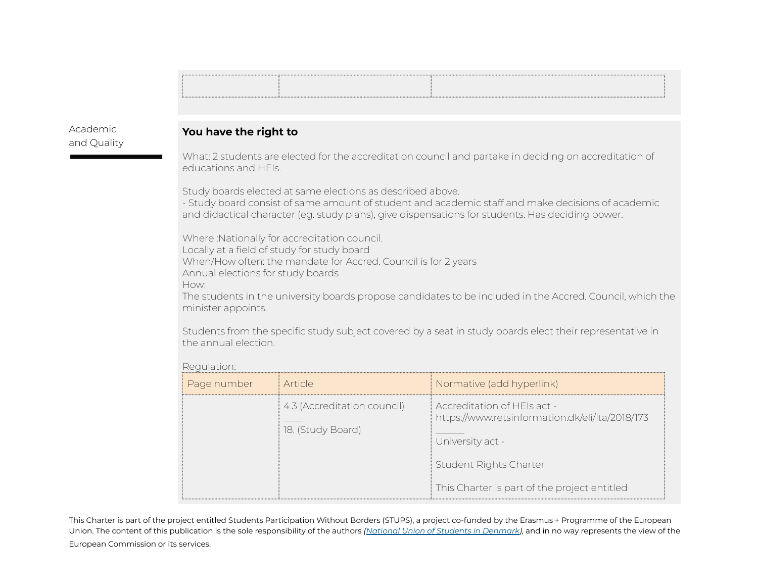| | | |
|---|---|---|
| | | |

Academic and Quality

**You have the right to**

What: 2 students are elected for the accreditation council and partake in deciding on accreditation of educations and HEIs.

Study boards elected at same elections as described above.
- Study board consist of same amount of student and academic staff and make decisions of academic and didactical character (eg. study plans), give dispensations for students. Has deciding power.

Where :Nationally for accreditation council.
Locally at a field of study for study board
When/How often: the mandate for Accred. Council is for 2 years
Annual elections for study boards
How:
The students in the university boards propose candidates to be included in the Accred. Council, which the minister appoints.

Students from the specific study subject covered by a seat in study boards elect their representative in the annual election.

Regulation:

| Page number | Article | Normative (add hyperlink) |
|---|---|---|
| | 4.3 (Accreditation council) ____ 18. (Study Board) | Accreditation of HEIs act - https://www.retsinformation.dk/eli/lta/2018/173 ______ University act - Student Rights Charter This Charter is part of the project entitled |

This Charter is part of the project entitled Students Participation Without Borders (STUPS), a project co-funded by the Erasmus + Programme of the European Union. The content of this publication is the sole responsibility of the authors *(National Union of Students in Denmark)*, and in no way represents the view of the European Commission or its services.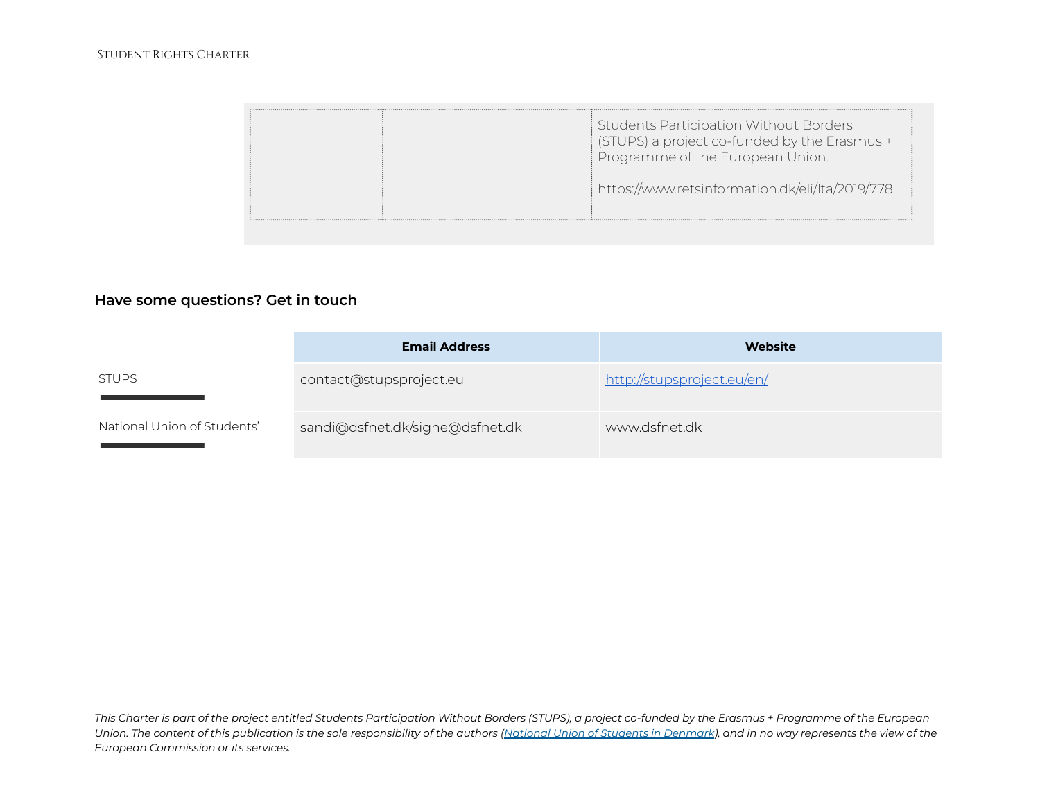| | | |
|---|---|---|
| | | Students Participation Without Borders (STUPS) a project co-funded by the Erasmus + Programme of the European Union.<br><br>https://www.retsinformation.dk/eli/lta/2019/778 |

## Have some questions? Get in touch

| | Email Address | Website |
|---|---|---|
| STUPS | contact@stupsproject.eu | [http://stupsproject.eu/en/](http://stupsproject.eu/en/) |
| National Union of Students' | sandi@dsfnet.dk/signe@dsfnet.dk | www.dsfnet.dk |

*This Charter is part of the project entitled Students Participation Without Borders (STUPS), a project co-funded by the Erasmus + Programme of the European Union. The content of this publication is the sole responsibility of the authors (National Union of Students in Denmark), and in no way represents the view of the European Commission or its services.*